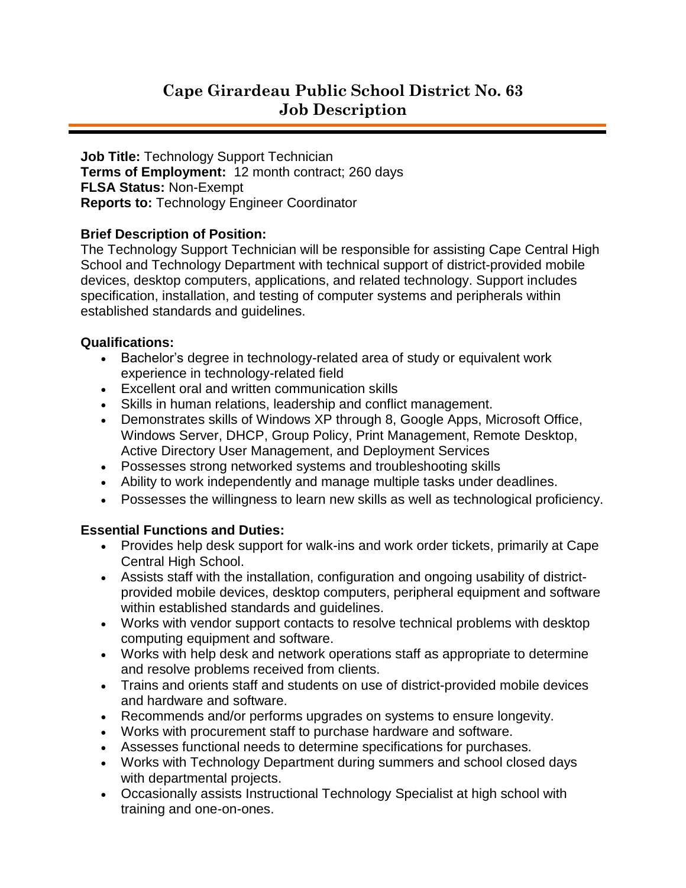# Cape Girardeau Public School District No. 63
# Job Description

**Job Title:** Technology Support Technician
**Terms of Employment:** 12 month contract; 260 days
**FLSA Status:** Non-Exempt
**Reports to:** Technology Engineer Coordinator

**Brief Description of Position:**
The Technology Support Technician will be responsible for assisting Cape Central High School and Technology Department with technical support of district-provided mobile devices, desktop computers, applications, and related technology. Support includes specification, installation, and testing of computer systems and peripherals within established standards and guidelines.

**Qualifications:**

- Bachelor's degree in technology-related area of study or equivalent work experience in technology-related field
- Excellent oral and written communication skills
- Skills in human relations, leadership and conflict management.
- Demonstrates skills of Windows XP through 8, Google Apps, Microsoft Office, Windows Server, DHCP, Group Policy, Print Management, Remote Desktop, Active Directory User Management, and Deployment Services
- Possesses strong networked systems and troubleshooting skills
- Ability to work independently and manage multiple tasks under deadlines.
- Possesses the willingness to learn new skills as well as technological proficiency.

**Essential Functions and Duties:**

- Provides help desk support for walk-ins and work order tickets, primarily at Cape Central High School.
- Assists staff with the installation, configuration and ongoing usability of district-provided mobile devices, desktop computers, peripheral equipment and software within established standards and guidelines.
- Works with vendor support contacts to resolve technical problems with desktop computing equipment and software.
- Works with help desk and network operations staff as appropriate to determine and resolve problems received from clients.
- Trains and orients staff and students on use of district-provided mobile devices and hardware and software.
- Recommends and/or performs upgrades on systems to ensure longevity.
- Works with procurement staff to purchase hardware and software.
- Assesses functional needs to determine specifications for purchases.
- Works with Technology Department during summers and school closed days with departmental projects.
- Occasionally assists Instructional Technology Specialist at high school with training and one-on-ones.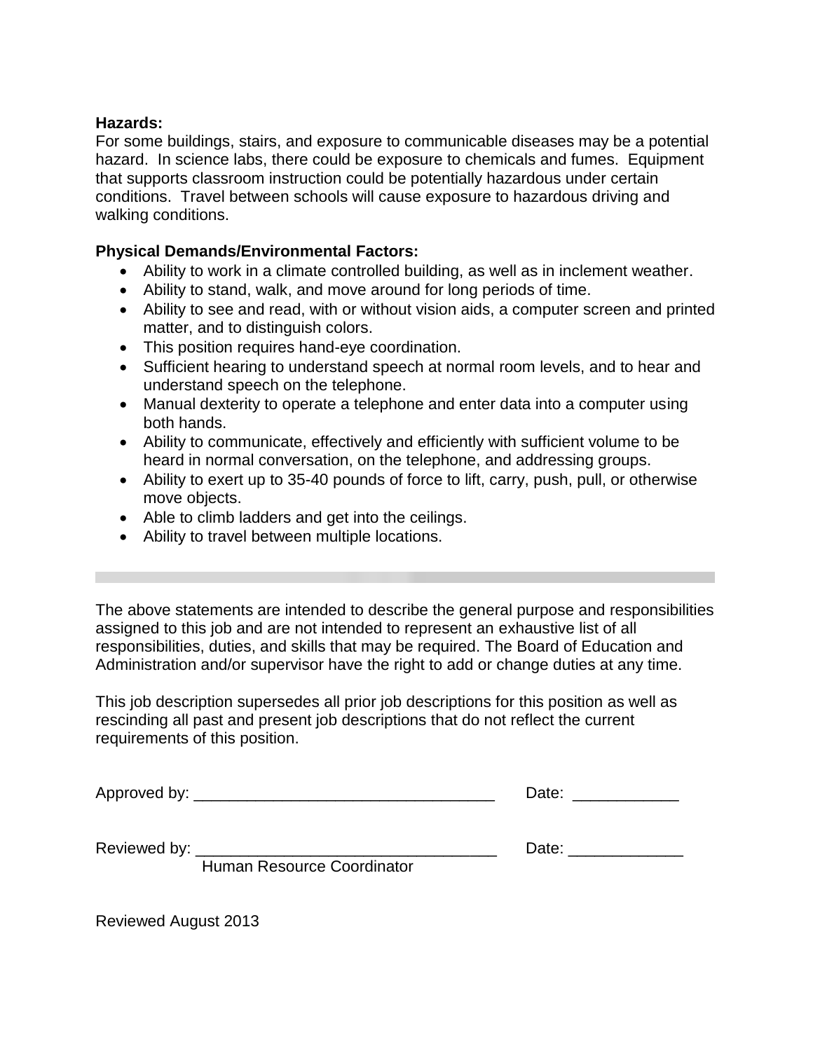**Hazards:**
For some buildings, stairs, and exposure to communicable diseases may be a potential hazard. In science labs, there could be exposure to chemicals and fumes. Equipment that supports classroom instruction could be potentially hazardous under certain conditions. Travel between schools will cause exposure to hazardous driving and walking conditions.

**Physical Demands/Environmental Factors:**

- Ability to work in a climate controlled building, as well as in inclement weather.
- Ability to stand, walk, and move around for long periods of time.
- Ability to see and read, with or without vision aids, a computer screen and printed matter, and to distinguish colors.
- This position requires hand-eye coordination.
- Sufficient hearing to understand speech at normal room levels, and to hear and understand speech on the telephone.
- Manual dexterity to operate a telephone and enter data into a computer using both hands.
- Ability to communicate, effectively and efficiently with sufficient volume to be heard in normal conversation, on the telephone, and addressing groups.
- Ability to exert up to 35-40 pounds of force to lift, carry, push, pull, or otherwise move objects.
- Able to climb ladders and get into the ceilings.
- Ability to travel between multiple locations.

---

The above statements are intended to describe the general purpose and responsibilities assigned to this job and are not intended to represent an exhaustive list of all responsibilities, duties, and skills that may be required. The Board of Education and Administration and/or supervisor have the right to add or change duties at any time.

This job description supersedes all prior job descriptions for this position as well as rescinding all past and present job descriptions that do not reflect the current requirements of this position.

Approved by: ___________________________________ Date: ____________

Reviewed by: ___________________________________ Date: _____________
Human Resource Coordinator

Reviewed August 2013